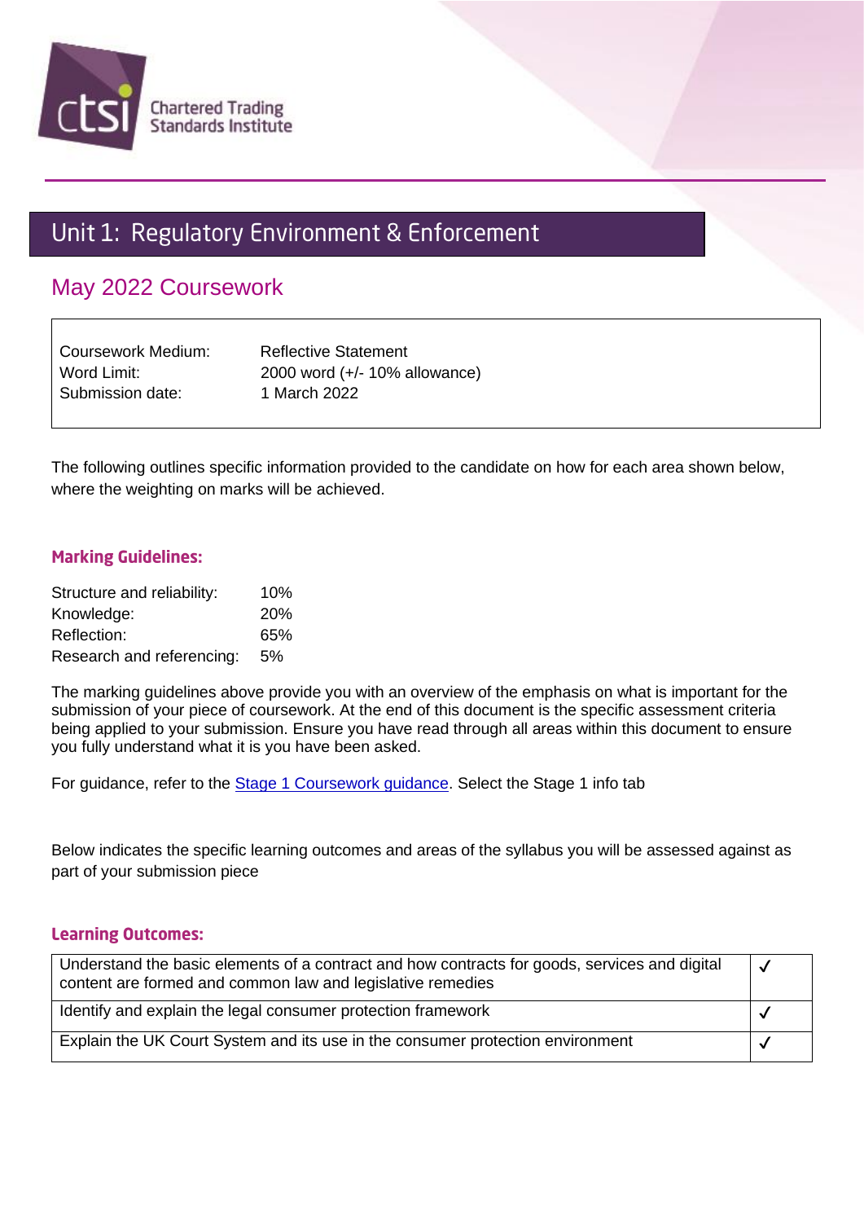Chartered Trading Standards Institute

# Unit 1: Regulatory Environment & Enforcement

## May 2022 Coursework

| | |
|---|---|
| Coursework Medium: | Reflective Statement |
| Word Limit: | 2000 word (+/- 10% allowance) |
| Submission date: | 1 March 2022 |

The following outlines specific information provided to the candidate on how for each area shown below, where the weighting on marks will be achieved.

### Marking Guidelines:

| | |
|---|---|
| Structure and reliability: | 10% |
| Knowledge: | 20% |
| Reflection: | 65% |
| Research and referencing: | 5% |

The marking guidelines above provide you with an overview of the emphasis on what is important for the submission of your piece of coursework. At the end of this document is the specific assessment criteria being applied to your submission. Ensure you have read through all areas within this document to ensure you fully understand what it is you have been asked.

For guidance, refer to the Stage 1 Coursework guidance. Select the Stage 1 info tab

Below indicates the specific learning outcomes and areas of the syllabus you will be assessed against as part of your submission piece

### Learning Outcomes:

| | |
|---|---|
| Understand the basic elements of a contract and how contracts for goods, services and digital content are formed and common law and legislative remedies | ✓ |
| Identify and explain the legal consumer protection framework | ✓ |
| Explain the UK Court System and its use in the consumer protection environment | ✓ |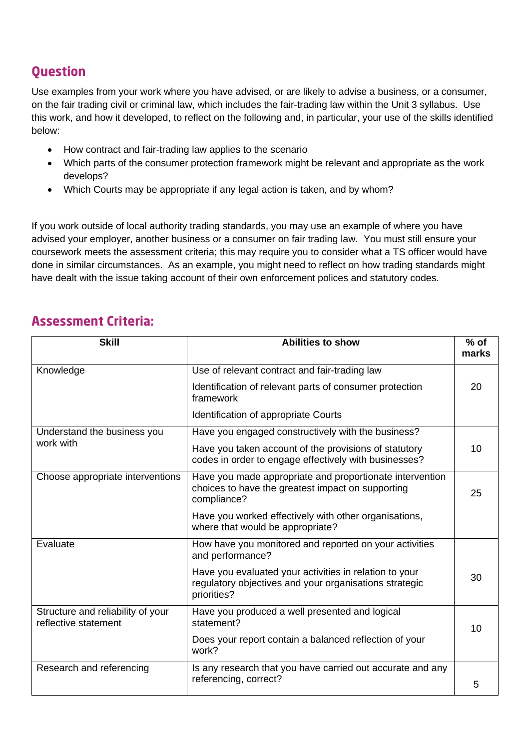## Question

Use examples from your work where you have advised, or are likely to advise a business, or a consumer, on the fair trading civil or criminal law, which includes the fair-trading law within the Unit 3 syllabus. Use this work, and how it developed, to reflect on the following and, in particular, your use of the skills identified below:

- How contract and fair-trading law applies to the scenario
- Which parts of the consumer protection framework might be relevant and appropriate as the work develops?
- Which Courts may be appropriate if any legal action is taken, and by whom?

If you work outside of local authority trading standards, you may use an example of where you have advised your employer, another business or a consumer on fair trading law. You must still ensure your coursework meets the assessment criteria; this may require you to consider what a TS officer would have done in similar circumstances. As an example, you might need to reflect on how trading standards might have dealt with the issue taking account of their own enforcement polices and statutory codes.

## Assessment Criteria:

| Skill | Abilities to show | % of marks |
|---|---|---|
| Knowledge | Use of relevant contract and fair-trading law<br><br>Identification of relevant parts of consumer protection framework<br><br>Identification of appropriate Courts | 20 |
| Understand the business you work with | Have you engaged constructively with the business?<br><br>Have you taken account of the provisions of statutory codes in order to engage effectively with businesses? | 10 |
| Choose appropriate interventions | Have you made appropriate and proportionate intervention choices to have the greatest impact on supporting compliance?<br><br>Have you worked effectively with other organisations, where that would be appropriate? | 25 |
| Evaluate | How have you monitored and reported on your activities and performance?<br><br>Have you evaluated your activities in relation to your regulatory objectives and your organisations strategic priorities? | 30 |
| Structure and reliability of your reflective statement | Have you produced a well presented and logical statement?<br><br>Does your report contain a balanced reflection of your work? | 10 |
| Research and referencing | Is any research that you have carried out accurate and any referencing, correct? | 5 |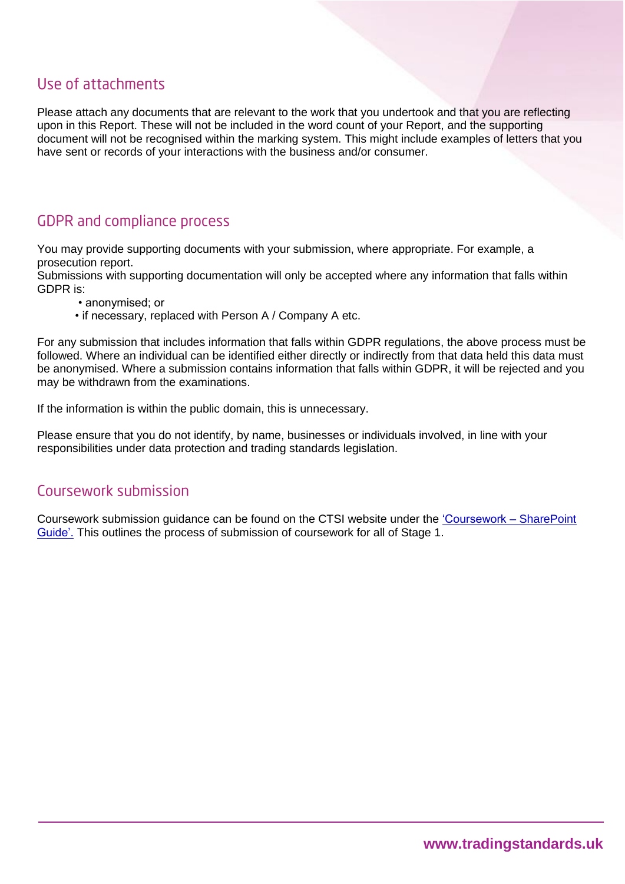## Use of attachments

Please attach any documents that are relevant to the work that you undertook and that you are reflecting upon in this Report. These will not be included in the word count of your Report, and the supporting document will not be recognised within the marking system. This might include examples of letters that you have sent or records of your interactions with the business and/or consumer.

## GDPR and compliance process

You may provide supporting documents with your submission, where appropriate. For example, a prosecution report.

Submissions with supporting documentation will only be accepted where any information that falls within GDPR is:

- anonymised; or
- if necessary, replaced with Person A / Company A etc.

For any submission that includes information that falls within GDPR regulations, the above process must be followed. Where an individual can be identified either directly or indirectly from that data held this data must be anonymised. Where a submission contains information that falls within GDPR, it will be rejected and you may be withdrawn from the examinations.

If the information is within the public domain, this is unnecessary.

Please ensure that you do not identify, by name, businesses or individuals involved, in line with your responsibilities under data protection and trading standards legislation.

## Coursework submission

Coursework submission guidance can be found on the CTSI website under the 'Coursework – SharePoint Guide'. This outlines the process of submission of coursework for all of Stage 1.